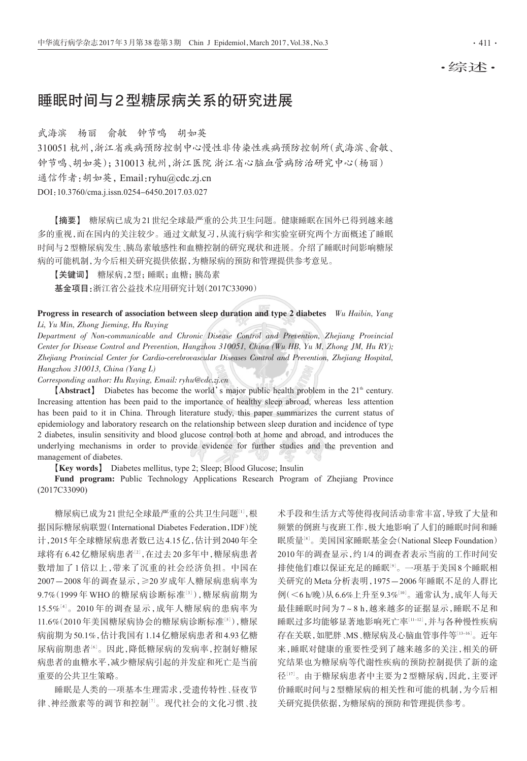·综述·

# 睡眠时间与2型糖尿病关系的研究进展

武海滨　杨丽　俞敏　钟节鸣　胡如英

310051 杭州，浙江省疾病预防控制中心慢性非传染性疾病预防控制所（武海滨、俞敏、钟节鸣、胡如英）；310013 杭州，浙江医院 浙江省心脑血管病防治研究中心（杨丽）

通信作者：胡如英，Email：ryhu@cdc.zj.cn

DOI：10.3760/cma.j.issn.0254-6450.2017.03.027

【摘要】 糖尿病已成为21世纪全球最严重的公共卫生问题。健康睡眠在国外已得到越来越多的重视，而在国内的关注较少。通过文献复习，从流行病学和实验室研究两个方面概述了睡眠时间与2型糖尿病发生、胰岛素敏感性和血糖控制的研究现状和进展。介绍了睡眠时间影响糖尿病的可能机制，为今后相关研究提供依据，为糖尿病的预防和管理提供参考意见。

【关键词】 糖尿病，2型；睡眠；血糖；胰岛素

基金项目：浙江省公益技术应用研究计划（2017C33090）

**Progress in research of association between sleep duration and type 2 diabetes** *Wu Haibin, Yang Li, Yu Min, Zhong Jieming, Hu Ruying*

*Department of Non-communicable and Chronic Disease Control and Prevention, Zhejiang Provincial Center for Disease Control and Prevention, Hangzhou 310051, China (Wu HB, Yu M, Zhong JM, Hu RY); Zhejiang Provincial Center for Cardio-cerebrovascular Diseases Control and Prevention, Zhejiang Hospital, Hangzhou 310013, China (Yang L)*

*Corresponding author: Hu Ruying, Email: ryhu@cdc.zj.cn*

**【Abstract】** Diabetes has become the world's major public health problem in the $21^{th}$ century. Increasing attention has been paid to the importance of healthy sleep abroad, whereas less attention has been paid to it in China. Through literature study, this paper summarizes the current status of epidemiology and laboratory research on the relationship between sleep duration and incidence of type 2 diabetes, insulin sensitivity and blood glucose control both at home and abroad, and introduces the underlying mechanisms in order to provide evidence for further studies and the prevention and management of diabetes.

**【Key words】** Diabetes mellitus, type 2; Sleep; Blood Glucose; Insulin

**Fund program:** Public Technology Applications Research Program of Zhejiang Province (2017C33090)

糖尿病已成为21世纪全球最严重的公共卫生问题[1]，根据国际糖尿病联盟（International Diabetes Federation，IDF）统计，2015年全球糖尿病患者数已达4.15亿，估计到2040年全球将有6.42亿糖尿病患者[2]，在过去20多年中，糖尿病患者数增加了1倍以上，带来了沉重的社会经济负担。中国在2007－2008年的调查显示，≥20岁成年人糖尿病患病率为9.7%（1999年WHO的糖尿病诊断标准[3]），糖尿病前期为15.5%[4]。2010年的调查显示，成年人糖尿病的患病率为11.6%（2010年美国糖尿病协会的糖尿病诊断标准[5]），糖尿病前期为50.1%，估计我国有1.14亿糖尿病患者和4.93亿糖尿病前期患者[6]。因此，降低糖尿病的发病率，控制好糖尿病患者的血糖水平，减少糖尿病引起的并发症和死亡是当前重要的公共卫生策略。

睡眠是人类的一项基本生理需求，受遗传特性、昼夜节律、神经激素等的调节和控制[7]。现代社会的文化习惯、技术手段和生活方式等使得夜间活动非常丰富，导致了大量和频繁的倒班与夜班工作，极大地影响了人们的睡眠时间和睡眠质量[8]。美国国家睡眠基金会（National Sleep Foundation）2010年的调查显示，约1/4的调查者表示当前的工作时间安排使他们难以保证充足的睡眠[9]。一项基于美国8个睡眠相关研究的Meta分析表明，1975－2006年睡眠不足的人群比例（<6 h/晚）从6.6%上升至9.3%[10]。通常认为，成年人每天最佳睡眠时间为7～8 h，越来越多的证据显示，睡眠不足和睡眠过多均能够显著地影响死亡率[11-12]，并与各种慢性疾病存在关联，如肥胖、MS、糖尿病及心脑血管事件等[13-16]。近年来，睡眠对健康的重要性受到了越来越多的关注，相关的研究结果也为糖尿病等代谢性疾病的预防控制提供了新的途径[17]。由于糖尿病患者中主要为2型糖尿病，因此，主要评价睡眠时间与2型糖尿病的相关性和可能的机制，为今后相关研究提供依据，为糖尿病的预防和管理提供参考。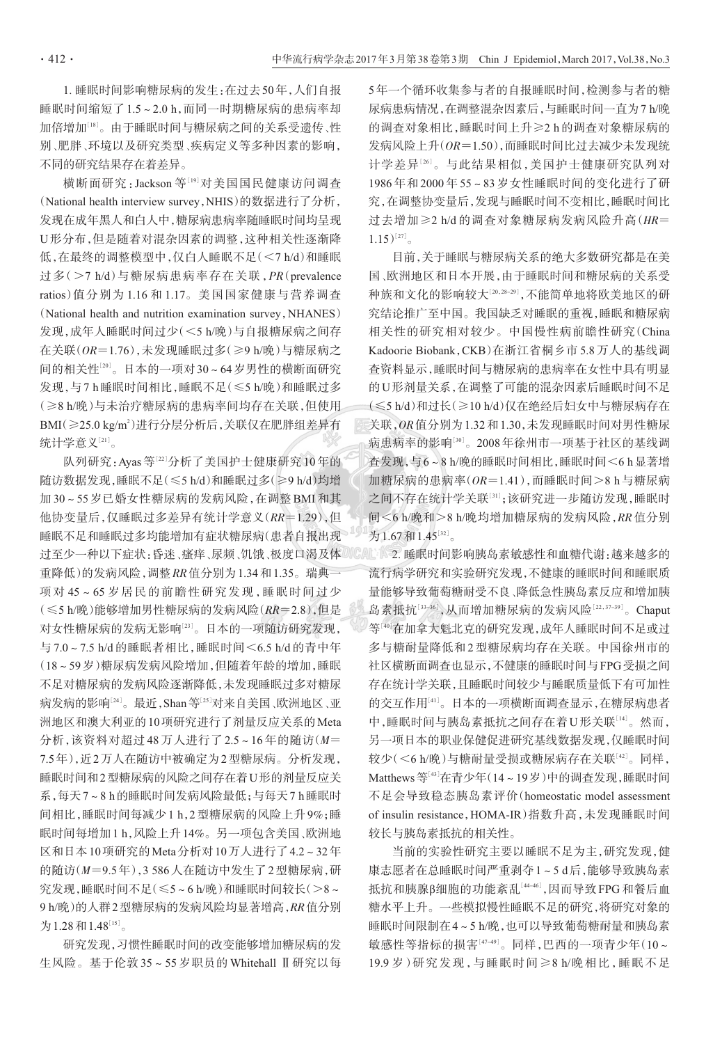1. 睡眠时间影响糖尿病的发生：在过去50年，人们自报睡眠时间缩短了1.5～2.0 h，而同一时期糖尿病的患病率却加倍增加[18]。由于睡眠时间与糖尿病之间的关系受遗传、性别、肥胖、环境以及研究类型、疾病定义等多种因素的影响，不同的研究结果存在着差异。

横断面研究：Jackson等[19]对美国国民健康访问调查（National health interview survey，NHIS）的数据进行了分析，发现在成年黑人和白人中，糖尿病患病率随睡眠时间均呈现U形分布，但是随着对混杂因素的调整，这种相关性逐渐降低，在最终的调整模型中，仅白人睡眠不足（<7 h/d）和睡眠过多（>7 h/d）与糖尿病患病率存在关联，*PR*（prevalence ratios）值分别为1.16和1.17。美国国家健康与营养调查（National health and nutrition examination survey，NHANES）发现，成年人睡眠时间过少（<5 h/晚）与自报糖尿病之间存在关联（*OR*=1.76），未发现睡眠过多（≥9 h/晚）与糖尿病之间的相关性[20]。日本的一项对30～64岁男性的横断面研究发现，与7 h睡眠时间相比，睡眠不足（≤5 h/晚）和睡眠过多（≥8 h/晚）与未治疗糖尿病的患病率间均存在关联，但使用BMI（≥25.0 kg/m²）进行分层分析后，关联仅在肥胖组差异有统计学意义[21]。

队列研究：Ayas等[22]分析了美国护士健康研究10年的随访数据发现，睡眠不足（≤5 h/d）和睡眠过多（≥9 h/d）均增加30～55岁已婚女性糖尿病的发病风险，在调整BMI和其他协变量后，仅睡眠过多差异有统计学意义（*RR*=1.29），但睡眠不足和睡眠过多均能增加有症状糖尿病（患者自报出现过至少一种以下症状：昏迷、瘙痒、尿频、饥饿、极度口渴及体重降低）的发病风险，调整*RR*值分别为1.34和1.35。瑞典一项对45～65岁居民的前瞻性研究发现，睡眠时间过少（≤5 h/晚）能够增加男性糖尿病的发病风险（*RR*=2.8），但是对女性糖尿病的发病无影响[23]。日本的一项随访研究发现，与7.0～7.5 h/d的睡眠者相比，睡眠时间<6.5 h/d的青中年（18～59岁）糖尿病发病风险增加，但随着年龄的增加，睡眠不足对糖尿病的发病风险逐渐降低，未发现睡眠过多对糖尿病发病的影响[24]。最近，Shan等[25]对来自美国、欧洲地区、亚洲地区和澳大利亚的10项研究进行了剂量反应关系的Meta分析，该资料对超过48万人进行了2.5～16年的随访（*M*=7.5年），近2万人在随访中被确定为2型糖尿病。分析发现，睡眠时间和2型糖尿病的风险之间存在着U形的剂量反应关系，每天7～8 h的睡眠时间发病风险最低；与每天7 h睡眠时间相比，睡眠时间每减少1 h，2型糖尿病的风险上升9%；睡眠时间每增加1 h，风险上升14%。另一项包含美国、欧洲地区和日本10项研究的Meta分析对10万人进行了4.2～32年的随访（*M*=9.5年），3 586人在随访中发生了2型糖尿病，研究发现，睡眠时间不足（≤5～6 h/晚）和睡眠时间较长（>8～9 h/晚）的人群2型糖尿病的发病风险均显著增高，*RR*值分别为1.28和1.48[15]。

研究发现，习惯性睡眠时间的改变能够增加糖尿病的发生风险。基于伦敦35～55岁职员的Whitehall Ⅱ研究以每5年一个循环收集参与者的自报睡眠时间，检测参与者的糖尿病患病情况，在调整混杂因素后，与睡眠时间一直为7 h/晚的调查对象相比，睡眠时间上升≥2 h的调查对象糖尿病的发病风险上升（*OR*=1.50），而睡眠时间比过去减少未发现统计学差异[26]。与此结果相似，美国护士健康研究队列对1986年和2000年55～83岁女性睡眠时间的变化进行了研究，在调整协变量后，发现与睡眠时间不变相比，睡眠时间比过去增加≥2 h/d的调查对象糖尿病发病风险升高（*HR*=1.15）[27]。

目前，关于睡眠与糖尿病关系的绝大多数研究都是在美国、欧洲地区和日本开展，由于睡眠时间和糖尿病的关系受种族和文化的影响较大[20,28-29]，不能简单地将欧美地区的研究结论推广至中国。我国缺乏对睡眠的重视，睡眠和糖尿病相关性的研究相对较少。中国慢性病前瞻性研究（China Kadoorie Biobank，CKB）在浙江省桐乡市5.8万人的基线调查资料显示，睡眠时间与糖尿病的患病率在女性中具有明显的U形剂量关系，在调整了可能的混杂因素后睡眠时间不足（≤5 h/d）和过长（≥10 h/d）仅在绝经后妇女中与糖尿病存在关联，*OR*值分别为1.32和1.30，未发现睡眠时间对男性糖尿病患病率的影响[30]。2008年徐州市一项基于社区的基线调查发现，与6～8 h/晚的睡眠时间相比，睡眠时间<6 h显著增加糖尿病的患病率（*OR*=1.41），而睡眠时间>8 h与糖尿病之间不存在统计学关联[31]；该研究进一步随访发现，睡眠时间<6 h/晚和>8 h/晚均增加糖尿病的发病风险，*RR*值分别为1.67和1.45[32]。

2. 睡眠时间影响胰岛素敏感性和血糖代谢：越来越多的流行病学研究和实验研究发现，不健康的睡眠时间和睡眠质量能够导致葡萄糖耐受不良、降低急性胰岛素反应和增加胰岛素抵抗[33-36]，从而增加糖尿病的发病风险[22,37-39]。Chaput等[40]在加拿大魁北克的研究发现，成年人睡眠时间不足或过多与糖耐量降低和2型糖尿病均存在关联。中国徐州市的社区横断面调查也显示，不健康的睡眠时间与FPG受损之间存在统计学关联，且睡眠时间较少与睡眠质量低下有可加性的交互作用[41]。日本的一项横断面调查显示，在糖尿病患者中，睡眠时间与胰岛素抵抗之间存在着U形关联[14]。然而，另一项日本的职业保健促进研究基线数据发现，仅睡眠时间较少（<6 h/晚）与糖耐量受损或糖尿病存在关联[42]。同样，Matthews等[43]在青少年（14～19岁）中的调查发现，睡眠时间不足会导致稳态胰岛素评价（homeostatic model assessment of insulin resistance，HOMA-IR）指数升高，未发现睡眠时间较长与胰岛素抵抗的相关性。

当前的实验性研究主要以睡眠不足为主，研究发现，健康志愿者在总睡眠时间严重剥夺1～5 d后，能够导致胰岛素抵抗和胰腺β细胞的功能紊乱[44-46]，因而导致FPG和餐后血糖水平上升。一些模拟慢性睡眠不足的研究，将研究对象的睡眠时间限制在4～5 h/晚，也可以导致葡萄糖耐量和胰岛素敏感性等指标的损害[47-49]。同样，巴西的一项青少年（10～19.9岁）研究发现，与睡眠时间≥8 h/晚相比，睡眠不足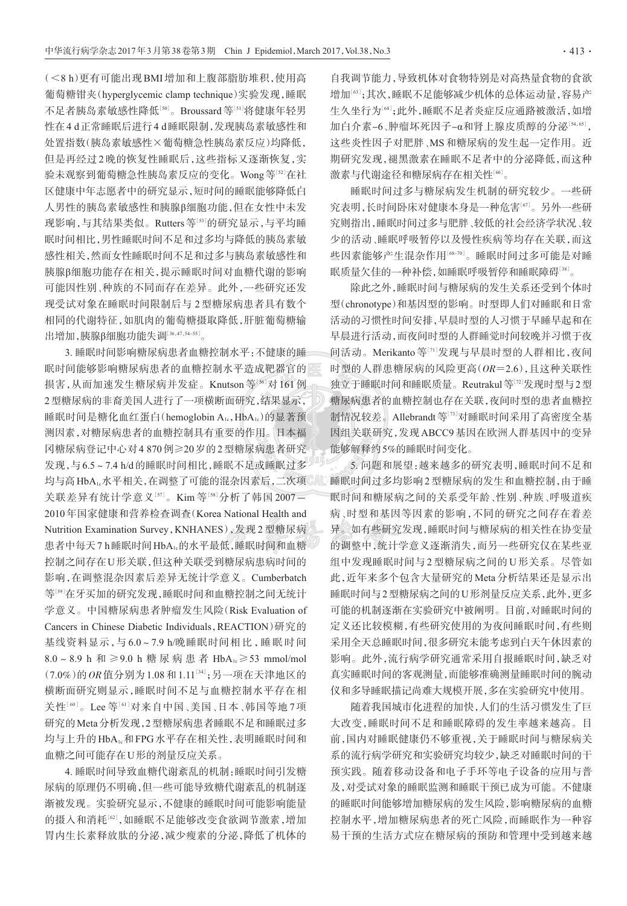(<8 h)更有可能出现BMI增加和上腹部脂肪堆积,使用高葡萄糖钳夹(hyperglycemic clamp technique)实验发现,睡眠不足者胰岛素敏感性降低[50]。Broussard等[51]将健康年轻男性在4 d正常睡眠后进行4 d睡眠限制,发现胰岛素敏感性和处置指数(胰岛素敏感性×葡萄糖急性胰岛素反应)均降低,但是再经过2晚的恢复性睡眠后,这些指标又逐渐恢复,实验未观察到葡萄糖急性胰岛素反应的变化。Wong等[52]在社区健康中年志愿者中的研究显示,短时间的睡眠能够降低白人男性的胰岛素敏感性和胰腺β细胞功能,但在女性中未发现显影响,与其结果类似。Rutters等[53]的研究显示,与平均睡眠时间相比,男性睡眠时间不足和过多均与降低的胰岛素敏感性相关,然而女性睡眠时间不足和过多与胰岛素敏感性和胰腺β细胞功能存在相关,提示睡眠时间对血糖代谢的影响可能因性别、种族的不同而存在差异。此外,一些研究还发现受试对象在睡眠时间限制后与2型糖尿病患者具有数个相同的代谢特征,如肌肉的葡萄糖摄取降低,肝脏葡萄糖输出增加,胰腺β细胞功能失调[36,47,54-55]。

3. 睡眠时间影响糖尿病患者血糖控制水平:不健康的睡眠时间能够影响糖尿病患者的血糖控制水平造成靶器官的损害,从而加速发生糖尿病并发症。Knutson等[56]对161例2型糖尿病的非裔美国人进行了一项横断面研究,结果显示,睡眠时间是糖化血红蛋白(hemoglobin $A_{1c}$, $HbA_{1c}$)的显著预测因素,对糖尿病患者的血糖控制具有重要的作用。日本福冈糖尿病登记中心对4 870例≥20岁的2型糖尿病患者研究发现,与6.5～7.4 h/d的睡眠时间相比,睡眠不足或睡眠过多均与高$HbA_{1c}$水平相关,在调整了可能的混杂因素后,二次项关联差异有统计学意义[57]。Kim等[58]分析了韩国2007－2010年国家健康和营养检查调查(Korea National Health and Nutrition Examination Survey, KNHANES),发现2型糖尿病患者中每天7 h睡眠时间$HbA_{1c}$的水平最低,睡眠时间和血糖控制之间存在U形关联,但这种关联受到糖尿病患病时间的影响,在调整混杂因素后差异无统计学意义。Cumberbatch等[59]在牙买加的研究发现,睡眠时间和血糖控制之间无统计学意义。中国糖尿病患者肿瘤发生风险(Risk Evaluation of Cancers in Chinese Diabetic Individuals, REACTION)研究的基线资料显示,与6.0～7.9 h/晚睡眠时间相比,睡眠时间8.0～8.9 h和≥9.0 h糖尿病患者$HbA_{1c}$≥53 mmol/mol(7.0%)的*OR*值分别为1.08和1.11[34];另一项在天津地区的横断面研究则显示,睡眠时间不足与血糖控制水平存在相关性[60]。Lee等[61]对来自中国、美国、日本、韩国等地7项研究的Meta分析发现,2型糖尿病患者睡眠不足和睡眠过多均与上升的$HbA_{1c}$和FPG水平存在相关性,表明睡眠时间和血糖之间可能存在U形的剂量反应关系。

4. 睡眠时间导致血糖代谢紊乱的机制:睡眠时间引发糖尿病的原理仍不明确,但一些可能导致糖代谢紊乱的机制逐渐被发现。实验研究显示,不健康的睡眠时间可能影响能量的摄入和消耗[62],如睡眠不足能够改变食欲调节激素,增加胃内生长素释放肽的分泌,减少瘦素的分泌,降低了机体的自我调节能力,导致机体对食物特别是对高热量食物的食欲增加[63];其次,睡眠不足能够减少机体的总体运动量,容易产生久坐行为[64];此外,睡眠不足者炎症反应通路被激活,如增加白介素-6、肿瘤坏死因子-α和肾上腺皮质醇的分泌[54,65],这些炎性因子对肥胖、MS和糖尿病的发生起一定作用。近期研究发现,褪黑激素在睡眠不足者中的分泌降低,而这种激素与代谢途径和糖尿病存在相关性[66]。

睡眠时间过多与糖尿病发生机制的研究较少。一些研究表明,长时间卧床对健康本身是一种危害[67]。另外一些研究则指出,睡眠时间过多与肥胖、较低的社会经济学状况、较少的活动、睡眠呼吸暂停以及慢性疾病等均存在关联,而这些因素能够产生混杂作用[68-70]。睡眠时间过多可能是对睡眠质量欠佳的一种补偿,如睡眠呼吸暂停和睡眠障碍[38]。

除此之外,睡眠时间与糖尿病的发生关系还受到个体时型(chronotype)和基因型的影响。时型即人们对睡眠和日常活动的习惯性时间安排,早晨时型的人习惯于早睡早起和在早晨进行活动,而夜间时型的人群睡觉时间较晚并习惯于夜间活动。Merikanto等[71]发现与早晨时型的人群相比,夜间时型的人群患糖尿病的风险更高(*OR*＝2.6),且这种关联性独立于睡眠时间和睡眠质量。Reutrakul等[72]发现时型与2型糖尿病患者的血糖控制也存在关联,夜间时型的患者血糖控制情况较差。Allebrandt等[73]对睡眠时间采用了高密度全基因组关联研究,发现ABCC9基因在欧洲人群基因中的变异能够解释约5%的睡眠时间变化。

5. 问题和展望:越来越多的研究表明,睡眠时间不足和睡眠时间过多均影响2型糖尿病的发生和血糖控制,由于睡眠时间和糖尿病之间的关系受年龄、性别、种族、呼吸道疾病、时型和基因等因素的影响,不同的研究之间存在着差异。如有些研究发现,睡眠时间与糖尿病的相关性在协变量的调整中,统计学意义逐渐消失,而另一些研究仅在某些亚组中发现睡眠时间与2型糖尿病之间的U形关系。尽管如此,近年来多个包含大量研究的Meta分析结果还是显示出睡眠时间与2型糖尿病之间的U形剂量反应关系,此外,更多可能的机制逐渐在实验研究中被阐明。目前,对睡眠时间的定义还比较模糊,有些研究使用的为夜间睡眠时间,有些则采用全天总睡眠时间,很多研究未能考虑到白天午休因素的影响。此外,流行病学研究通常采用自报睡眠时间,缺乏对真实睡眠时间的客观测量,而能够准确测量睡眠时间的腕动仪和多导睡眠描记尚难大规模开展,多在实验研究中使用。

随着我国城市化进程的加快,人们的生活习惯发生了巨大改变,睡眠时间不足和睡眠障碍的发生率越来越高。目前,国内对睡眠健康仍不够重视,关于睡眠时间与糖尿病关系的流行病学研究和实验研究均较少,缺乏对睡眠时间的干预实践。随着移动设备和电子手环等电子设备的应用与普及,对受试对象的睡眠监测和睡眠干预已成为可能。不健康的睡眠时间能够增加糖尿病的发生风险,影响糖尿病的血糖控制水平,增加糖尿病患者的死亡风险,而睡眠作为一种容易干预的生活方式应在糖尿病的预防和管理中受到越来越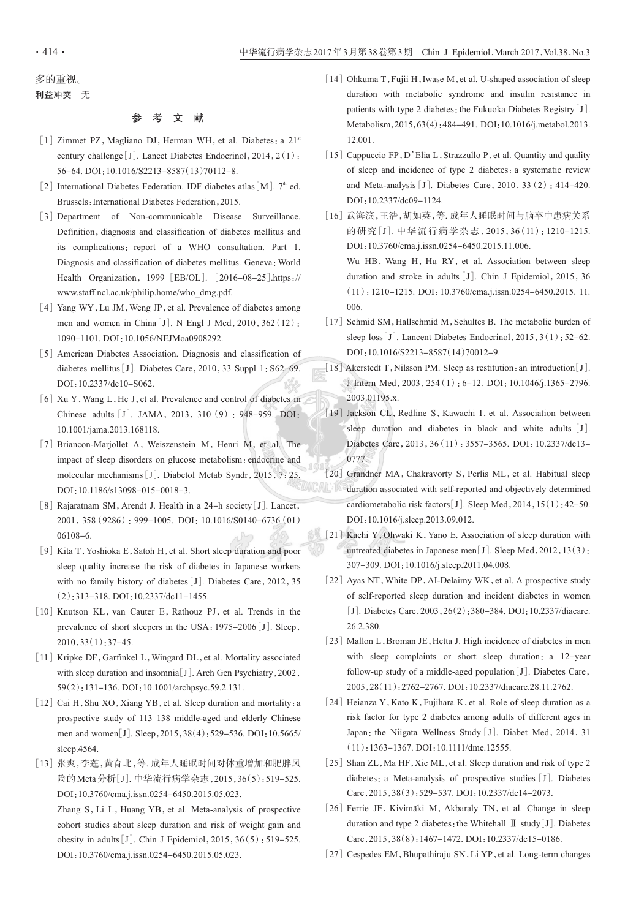多的重视。

**利益冲突** 无

## 参 考 文 献

[1] Zimmet PZ, Magliano DJ, Herman WH, et al. Diabetes: a 21st century challenge[J]. Lancet Diabetes Endocrinol, 2014, 2(1): 56-64. DOI: 10.1016/S2213-8587(13)70112-8.

[2] International Diabetes Federation. IDF diabetes atlas[M]. 7th ed. Brussels: International Diabetes Federation, 2015.

[3] Department of Non-communicable Disease Surveillance. Definition, diagnosis and classification of diabetes mellitus and its complications: report of a WHO consultation. Part 1. Diagnosis and classification of diabetes mellitus. Geneva: World Health Organization, 1999 [EB/OL]. [2016-08-25]. https://www.staff.ncl.ac.uk/philip.home/who_dmg.pdf.

[4] Yang WY, Lu JM, Weng JP, et al. Prevalence of diabetes among men and women in China[J]. N Engl J Med, 2010, 362(12): 1090-1101. DOI: 10.1056/NEJMoa0908292.

[5] American Diabetes Association. Diagnosis and classification of diabetes mellitus[J]. Diabetes Care, 2010, 33 Suppl 1: S62-69. DOI: 10.2337/dc10-S062.

[6] Xu Y, Wang L, He J, et al. Prevalence and control of diabetes in Chinese adults [J]. JAMA, 2013, 310 (9): 948-959. DOI: 10.1001/jama.2013.168118.

[7] Briancon-Marjollet A, Weiszenstein M, Henri M, et al. The impact of sleep disorders on glucose metabolism: endocrine and molecular mechanisms[J]. Diabetol Metab Syndr, 2015, 7: 25. DOI: 10.1186/s13098-015-0018-3.

[8] Rajaratnam SM, Arendt J. Health in a 24-h society[J]. Lancet, 2001, 358 (9286): 999-1005. DOI: 10.1016/S0140-6736(01)06108-6.

[9] Kita T, Yoshioka E, Satoh H, et al. Short sleep duration and poor sleep quality increase the risk of diabetes in Japanese workers with no family history of diabetes[J]. Diabetes Care, 2012, 35(2): 313-318. DOI: 10.2337/dc11-1455.

[10] Knutson KL, van Cauter E, Rathouz PJ, et al. Trends in the prevalence of short sleepers in the USA: 1975-2006[J]. Sleep, 2010, 33(1): 37-45.

[11] Kripke DF, Garfinkel L, Wingard DL, et al. Mortality associated with sleep duration and insomnia[J]. Arch Gen Psychiatry, 2002, 59(2): 131-136. DOI: 10.1001/archpsyc.59.2.131.

[12] Cai H, Shu XO, Xiang YB, et al. Sleep duration and mortality: a prospective study of 113 138 middle-aged and elderly Chinese men and women[J]. Sleep, 2015, 38(4): 529-536. DOI: 10.5665/sleep.4564.

[13] 张爽,李莲,黄育北,等. 成年人睡眠时间对体重增加和肥胖风险的Meta分析[J]. 中华流行病学杂志, 2015, 36(5): 519-525. DOI: 10.3760/cma.j.issn.0254-6450.2015.05.023.
Zhang S, Li L, Huang YB, et al. Meta-analysis of prospective cohort studies about sleep duration and risk of weight gain and obesity in adults[J]. Chin J Epidemiol, 2015, 36(5): 519-525. DOI: 10.3760/cma.j.issn.0254-6450.2015.05.023.

[14] Ohkuma T, Fujii H, Iwase M, et al. U-shaped association of sleep duration with metabolic syndrome and insulin resistance in patients with type 2 diabetes: the Fukuoka Diabetes Registry[J]. Metabolism, 2015, 63(4): 484-491. DOI: 10.1016/j.metabol.2013.12.001.

[15] Cappuccio FP, D'Elia L, Strazzullo P, et al. Quantity and quality of sleep and incidence of type 2 diabetes: a systematic review and Meta-analysis[J]. Diabetes Care, 2010, 33(2): 414-420. DOI: 10.2337/dc09-1124.

[16] 武海滨,王浩,胡如英,等. 成年人睡眠时间与脑卒中患病关系的研究[J]. 中华流行病学杂志, 2015, 36(11): 1210-1215. DOI: 10.3760/cma.j.issn.0254-6450.2015.11.006.
Wu HB, Wang H, Hu RY, et al. Association between sleep duration and stroke in adults[J]. Chin J Epidemiol, 2015, 36(11): 1210-1215. DOI: 10.3760/cma.j.issn.0254-6450.2015.11.006.

[17] Schmid SM, Hallschmid M, Schultes B. The metabolic burden of sleep loss[J]. Lancent Diabetes Endocrinol, 2015, 3(1): 52-62. DOI: 10.1016/S2213-8587(14)70012-9.

[18] Akerstedt T, Nilsson PM. Sleep as restitution: an introduction[J]. J Intern Med, 2003, 254(1): 6-12. DOI: 10.1046/j.1365-2796.2003.01195.x.

[19] Jackson CL, Redline S, Kawachi I, et al. Association between sleep duration and diabetes in black and white adults [J]. Diabetes Care, 2013, 36(11): 3557-3565. DOI: 10.2337/dc13-0777.

[20] Grandner MA, Chakravorty S, Perlis ML, et al. Habitual sleep duration associated with self-reported and objectively determined cardiometabolic risk factors[J]. Sleep Med, 2014, 15(1): 42-50. DOI: 10.1016/j.sleep.2013.09.012.

[21] Kachi Y, Ohwaki K, Yano E. Association of sleep duration with untreated diabetes in Japanese men[J]. Sleep Med, 2012, 13(3): 307-309. DOI: 10.1016/j.sleep.2011.04.008.

[22] Ayas NT, White DP, AI-Delaimy WK, et al. A prospective study of self-reported sleep duration and incident diabetes in women [J]. Diabetes Care, 2003, 26(2): 380-384. DOI: 10.2337/diacare.26.2.380.

[23] Mallon L, Broman JE, Hetta J. High incidence of diabetes in men with sleep complaints or short sleep duration: a 12-year follow-up study of a middle-aged population[J]. Diabetes Care, 2005, 28(11): 2762-2767. DOI: 10.2337/diacare.28.11.2762.

[24] Heianza Y, Kato K, Fujihara K, et al. Role of sleep duration as a risk factor for type 2 diabetes among adults of different ages in Japan: the Niigata Wellness Study[J]. Diabet Med, 2014, 31(11): 1363-1367. DOI: 10.1111/dme.12555.

[25] Shan ZL, Ma HF, Xie ML, et al. Sleep duration and risk of type 2 diabetes: a Meta-analysis of prospective studies [J]. Diabetes Care, 2015, 38(3): 529-537. DOI: 10.2337/dc14-2073.

[26] Ferrie JE, Kivimäki M, Akbaraly TN, et al. Change in sleep duration and type 2 diabetes: the Whitehall Ⅱ study[J]. Diabetes Care, 2015, 38(8): 1467-1472. DOI: 10.2337/dc15-0186.

[27] Cespedes EM, Bhupathiraju SN, Li YP, et al. Long-term changes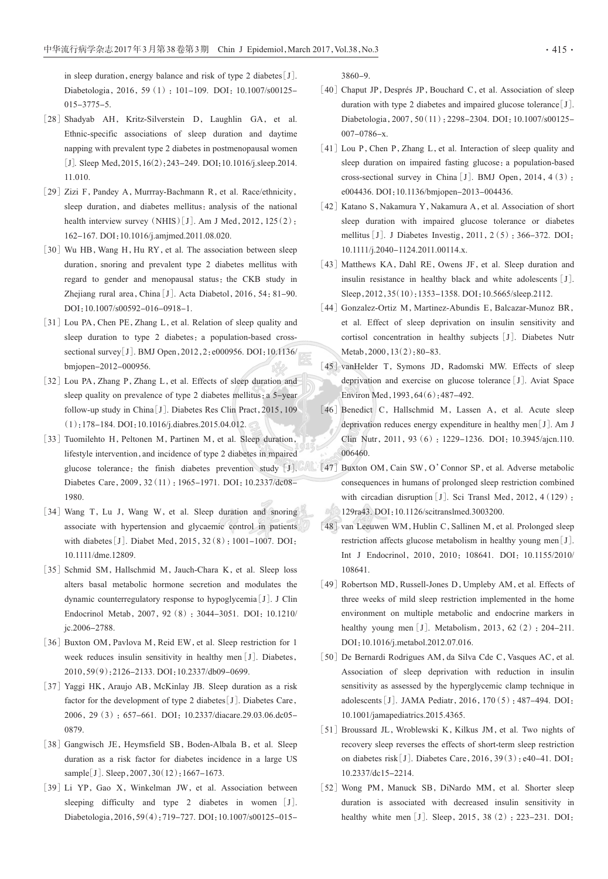in sleep duration, energy balance and risk of type 2 diabetes[J]. Diabetologia, 2016, 59(1): 101–109. DOI: 10.1007/s00125-015-3775-5.

[28] Shadyab AH, Kritz-Silverstein D, Laughlin GA, et al. Ethnic-specific associations of sleep duration and daytime napping with prevalent type 2 diabetes in postmenopausal women[J]. Sleep Med, 2015, 16(2): 243–249. DOI: 10.1016/j.sleep.2014.11.010.

[29] Zizi F, Pandey A, Murrray-Bachmann R, et al. Race/ethnicity, sleep duration, and diabetes mellitus: analysis of the national health interview survey (NHIS)[J]. Am J Med, 2012, 125(2): 162–167. DOI: 10.1016/j.amjmed.2011.08.020.

[30] Wu HB, Wang H, Hu RY, et al. The association between sleep duration, snoring and prevalent type 2 diabetes mellitus with regard to gender and menopausal status: the CKB study in Zhejiang rural area, China[J]. Acta Diabetol, 2016, 54: 81–90. DOI: 10.1007/s00592-016-0918-1.

[31] Lou PA, Chen PE, Zhang L, et al. Relation of sleep quality and sleep duration to type 2 diabetes: a population-based cross-sectional survey[J]. BMJ Open, 2012, 2: e000956. DOI: 10.1136/bmjopen-2012-000956.

[32] Lou PA, Zhang P, Zhang L, et al. Effects of sleep duration and sleep quality on prevalence of type 2 diabetes mellitus: a 5-year follow-up study in China[J]. Diabetes Res Clin Pract, 2015, 109(1): 178–184. DOI: 10.1016/j.diabres.2015.04.012.

[33] Tuomilehto H, Peltonen M, Partinen M, et al. Sleep duration, lifestyle intervention, and incidence of type 2 diabetes in mpaired glucose tolerance: the finish diabetes prevention study[J]. Diabetes Care, 2009, 32(11): 1965–1971. DOI: 10.2337/dc08-1980.

[34] Wang T, Lu J, Wang W, et al. Sleep duration and snoring associate with hypertension and glycaemic control in patients with diabetes[J]. Diabet Med, 2015, 32(8): 1001–1007. DOI: 10.1111/dme.12809.

[35] Schmid SM, Hallschmid M, Jauch-Chara K, et al. Sleep loss alters basal metabolic hormone secretion and modulates the dynamic counterregulatory response to hypoglycemia[J]. J Clin Endocrinol Metab, 2007, 92(8): 3044–3051. DOI: 10.1210/jc.2006-2788.

[36] Buxton OM, Pavlova M, Reid EW, et al. Sleep restriction for 1 week reduces insulin sensitivity in healthy men[J]. Diabetes, 2010, 59(9): 2126–2133. DOI: 10.2337/db09-0699.

[37] Yaggi HK, Araujo AB, McKinlay JB. Sleep duration as a risk factor for the development of type 2 diabetes[J]. Diabetes Care, 2006, 29(3): 657–661. DOI: 10.2337/diacare.29.03.06.dc05-0879.

[38] Gangwisch JE, Heymsfield SB, Boden-Albala B, et al. Sleep duration as a risk factor for diabetes incidence in a large US sample[J]. Sleep, 2007, 30(12): 1667–1673.

[39] Li YP, Gao X, Winkelman JW, et al. Association between sleeping difficulty and type 2 diabetes in women[J]. Diabetologia, 2016, 59(4): 719–727. DOI: 10.1007/s00125-015-3860-9.

[40] Chaput JP, Després JP, Bouchard C, et al. Association of sleep duration with type 2 diabetes and impaired glucose tolerance[J]. Diabetologia, 2007, 50(11): 2298–2304. DOI: 10.1007/s00125-007-0786-x.

[41] Lou P, Chen P, Zhang L, et al. Interaction of sleep quality and sleep duration on impaired fasting glucose: a population-based cross-sectional survey in China[J]. BMJ Open, 2014, 4(3): e004436. DOI: 10.1136/bmjopen-2013-004436.

[42] Katano S, Nakamura Y, Nakamura A, et al. Association of short sleep duration with impaired glucose tolerance or diabetes mellitus[J]. J Diabetes Investig, 2011, 2(5): 366–372. DOI: 10.1111/j.2040-1124.2011.00114.x.

[43] Matthews KA, Dahl RE, Owens JF, et al. Sleep duration and insulin resistance in healthy black and white adolescents[J]. Sleep, 2012, 35(10): 1353–1358. DOI: 10.5665/sleep.2112.

[44] Gonzalez-Ortiz M, Martinez-Abundis E, Balcazar-Munoz BR, et al. Effect of sleep deprivation on insulin sensitivity and cortisol concentration in healthy subjects[J]. Diabetes Nutr Metab, 2000, 13(2): 80–83.

[45] vanHelder T, Symons JD, Radomski MW. Effects of sleep deprivation and exercise on glucose tolerance[J]. Aviat Space Environ Med, 1993, 64(6): 487–492.

[46] Benedict C, Hallschmid M, Lassen A, et al. Acute sleep deprivation reduces energy expenditure in healthy men[J]. Am J Clin Nutr, 2011, 93(6): 1229–1236. DOI: 10.3945/ajcn.110.006460.

[47] Buxton OM, Cain SW, O'Connor SP, et al. Adverse metabolic consequences in humans of prolonged sleep restriction combined with circadian disruption[J]. Sci Transl Med, 2012, 4(129): 129ra43. DOI: 10.1126/scitranslmed.3003200.

[48] van Leeuwen WM, Hublin C, Sallinen M, et al. Prolonged sleep restriction affects glucose metabolism in healthy young men[J]. Int J Endocrinol, 2010, 2010: 108641. DOI: 10.1155/2010/108641.

[49] Robertson MD, Russell-Jones D, Umpleby AM, et al. Effects of three weeks of mild sleep restriction implemented in the home environment on multiple metabolic and endocrine markers in healthy young men[J]. Metabolism, 2013, 62(2): 204–211. DOI: 10.1016/j.metabol.2012.07.016.

[50] De Bernardi Rodrigues AM, da Silva Cde C, Vasques AC, et al. Association of sleep deprivation with reduction in insulin sensitivity as assessed by the hyperglycemic clamp technique in adolescents[J]. JAMA Pediatr, 2016, 170(5): 487–494. DOI: 10.1001/jamapediatrics.2015.4365.

[51] Broussard JL, Wroblewski K, Kilkus JM, et al. Two nights of recovery sleep reverses the effects of short-term sleep restriction on diabetes risk[J]. Diabetes Care, 2016, 39(3): e40–41. DOI: 10.2337/dc15-2214.

[52] Wong PM, Manuck SB, DiNardo MM, et al. Shorter sleep duration is associated with decreased insulin sensitivity in healthy white men[J]. Sleep, 2015, 38(2): 223–231. DOI: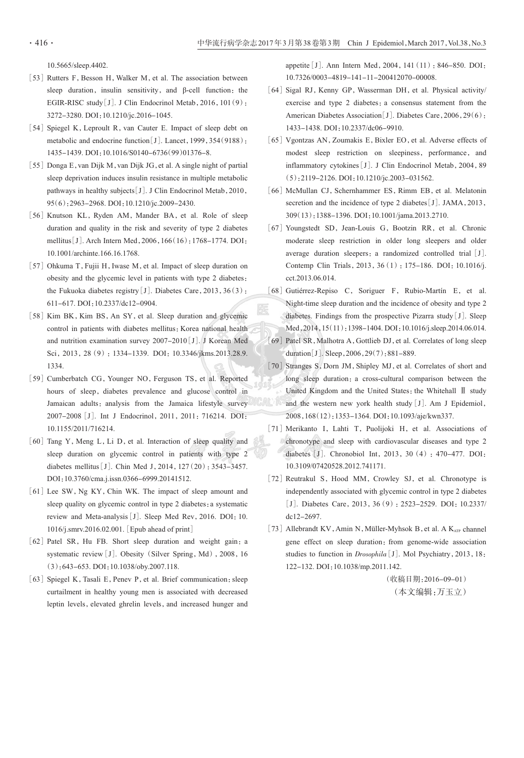10.5665/sleep.4402.

[53] Rutters F, Besson H, Walker M, et al. The association between sleep duration, insulin sensitivity, and β-cell function: the EGIR-RISC study[J]. J Clin Endocrinol Metab, 2016, 101(9): 3272-3280. DOI:10.1210/jc.2016-1045.

[54] Spiegel K, Leproult R, van Cauter E. Impact of sleep debt on metabolic and endocrine function[J]. Lancet, 1999, 354(9188): 1435-1439. DOI:10.1016/S0140-6736(99)01376-8.

[55] Donga E, van Dijk M, van Dijk JG, et al. A single night of partial sleep deprivation induces insulin resistance in multiple metabolic pathways in healthy subjects[J]. J Clin Endocrinol Metab, 2010, 95(6):2963-2968. DOI:10.1210/jc.2009-2430.

[56] Knutson KL, Ryden AM, Mander BA, et al. Role of sleep duration and quality in the risk and severity of type 2 diabetes mellitus[J]. Arch Intern Med, 2006, 166(16):1768-1774. DOI: 10.1001/archinte.166.16.1768.

[57] Ohkuma T, Fujii H, Iwase M, et al. Impact of sleep duration on obesity and the glycemic level in patients with type 2 diabetes: the Fukuoka diabetes registry[J]. Diabetes Care, 2013, 36(3): 611-617. DOI:10.2337/dc12-0904.

[58] Kim BK, Kim BS, An SY, et al. Sleep duration and glycemic control in patients with diabetes mellitus: Korea national health and nutrition examination survey 2007-2010[J]. J Korean Med Sci, 2013, 28(9): 1334-1339. DOI: 10.3346/jkms.2013.28.9.1334.

[59] Cumberbatch CG, Younger NO, Ferguson TS, et al. Reported hours of sleep, diabetes prevalence and glucose control in Jamaican adults: analysis from the Jamaica lifestyle survey 2007-2008 [J]. Int J Endocrinol, 2011, 2011: 716214. DOI: 10.1155/2011/716214.

[60] Tang Y, Meng L, Li D, et al. Interaction of sleep quality and sleep duration on glycemic control in patients with type 2 diabetes mellitus[J]. Chin Med J, 2014, 127(20): 3543-3457. DOI:10.3760/cma.j.issn.0366-6999.20141512.

[61] Lee SW, Ng KY, Chin WK. The impact of sleep amount and sleep quality on glycemic control in type 2 diabetes: a systematic review and Meta-analysis[J]. Sleep Med Rev, 2016. DOI: 10.1016/j.smrv.2016.02.001. [Epub ahead of print]

[62] Patel SR, Hu FB. Short sleep duration and weight gain: a systematic review[J]. Obesity (Silver Spring, Md), 2008, 16(3):643-653. DOI:10.1038/oby.2007.118.

[63] Spiegel K, Tasali E, Penev P, et al. Brief communication: sleep curtailment in healthy young men is associated with decreased leptin levels, elevated ghrelin levels, and increased hunger and appetite[J]. Ann Intern Med, 2004, 141(11): 846-850. DOI: 10.7326/0003-4819-141-11-200412070-00008.

[64] Sigal RJ, Kenny GP, Wasserman DH, et al. Physical activity/exercise and type 2 diabetes: a consensus statement from the American Diabetes Association[J]. Diabetes Care, 2006, 29(6): 1433-1438. DOI:10.2337/dc06-9910.

[65] Vgontzas AN, Zoumakis E, Bixler EO, et al. Adverse effects of modest sleep restriction on sleepiness, performance, and inflammatory cytokines[J]. J Clin Endocrinol Metab, 2004, 89(5):2119-2126. DOI:10.1210/jc.2003-031562.

[66] McMullan CJ, Schernhammer ES, Rimm EB, et al. Melatonin secretion and the incidence of type 2 diabetes[J]. JAMA, 2013, 309(13):1388-1396. DOI:10.1001/jama.2013.2710.

[67] Youngstedt SD, Jean-Louis G, Bootzin RR, et al. Chronic moderate sleep restriction in older long sleepers and older average duration sleepers: a randomized controlled trial [J]. Contemp Clin Trials, 2013, 36(1): 175-186. DOI: 10.1016/j.cct.2013.06.014.

[68] Gutiérrez-Repiso C, Soriguer F, Rubio-Martín E, et al. Night-time sleep duration and the incidence of obesity and type 2 diabetes. Findings from the prospective Pizarra study[J]. Sleep Med, 2014, 15(11):1398-1404. DOI:10.1016/j.sleep.2014.06.014.

[69] Patel SR, Malhotra A, Gottlieb DJ, et al. Correlates of long sleep duration[J]. Sleep, 2006, 29(7):881-889.

[70] Stranges S, Dorn JM, Shipley MJ, et al. Correlates of short and long sleep duration: a cross-cultural comparison between the United Kingdom and the United States: the Whitehall Ⅱ study and the western new york health study[J]. Am J Epidemiol, 2008, 168(12):1353-1364. DOI:10.1093/aje/kwn337.

[71] Merikanto I, Lahti T, Puolijoki H, et al. Associations of chronotype and sleep with cardiovascular diseases and type 2 diabetes[J]. Chronobiol Int, 2013, 30(4): 470-477. DOI: 10.3109/07420528.2012.741171.

[72] Reutrakul S, Hood MM, Crowley SJ, et al. Chronotype is independently associated with glycemic control in type 2 diabetes [J]. Diabetes Care, 2013, 36(9): 2523-2529. DOI: 10.2337/dc12-2697.

[73] Allebrandt KV, Amin N, Müller-Myhsok B, et al. A $K_{ATP}$ channel gene effect on sleep duration: from genome-wide association studies to function in *Drosophila*[J]. Mol Psychiatry, 2013, 18: 122-132. DOI:10.1038/mp.2011.142.

（收稿日期：2016-09-01）

（本文编辑：万玉立）